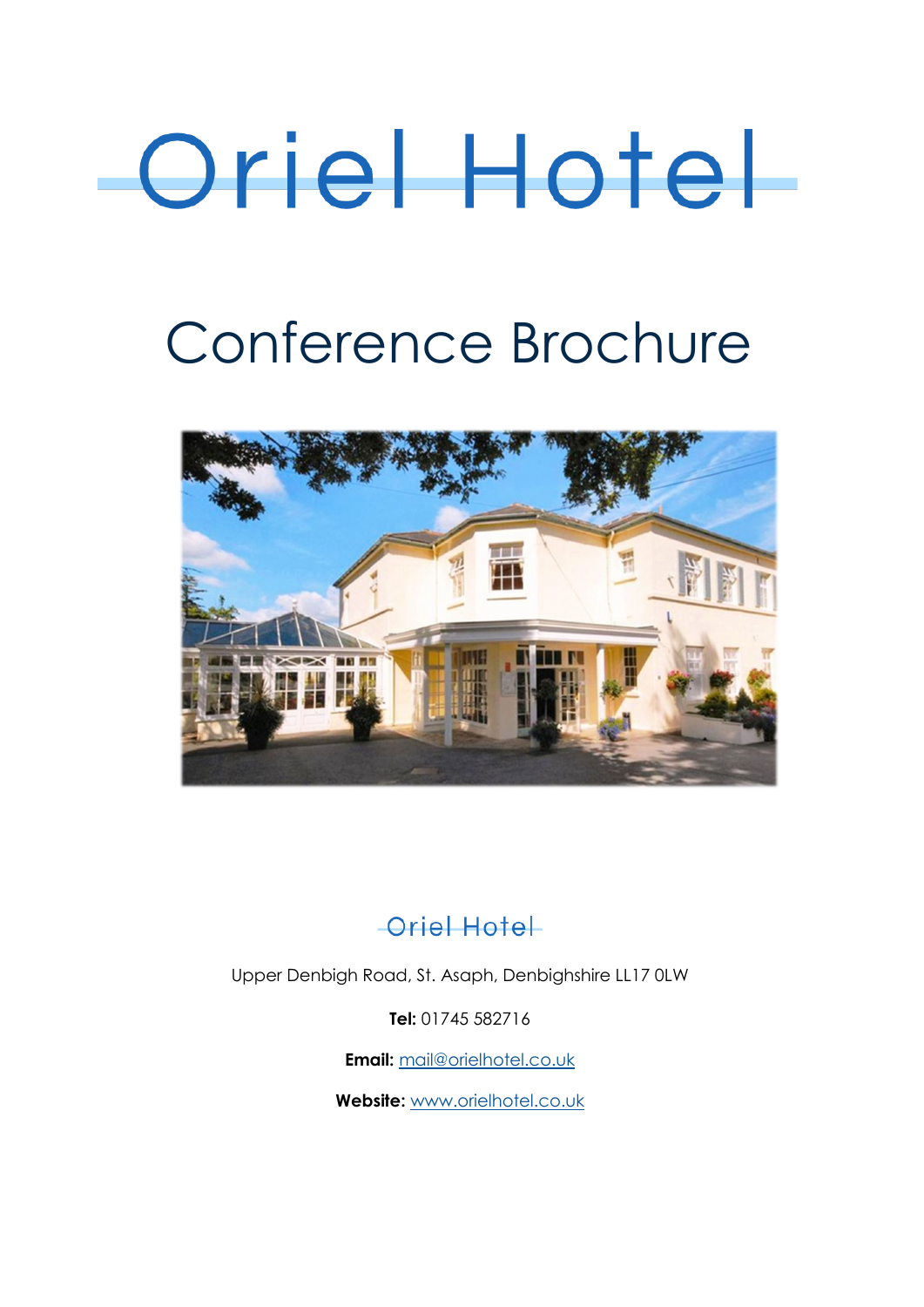# Oriel Hotel

## Conference Brochure

Oriel Hotel

Upper Denbigh Road, St. Asaph, Denbighshire LL17 0LW

**Tel:** 01745 582716

**Email:** mail@orielhotel.co.uk

**Website:** www.orielhotel.co.uk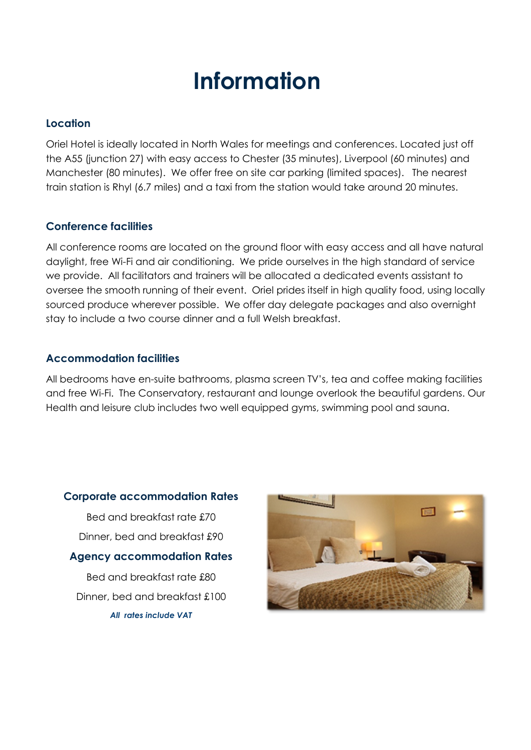# Information

### Location

Oriel Hotel is ideally located in North Wales for meetings and conferences. Located just off the A55 (junction 27) with easy access to Chester (35 minutes), Liverpool (60 minutes) and Manchester (80 minutes). We offer free on site car parking (limited spaces). The nearest train station is Rhyl (6.7 miles) and a taxi from the station would take around 20 minutes.

### Conference facilities

All conference rooms are located on the ground floor with easy access and all have natural daylight, free Wi-Fi and air conditioning. We pride ourselves in the high standard of service we provide. All facilitators and trainers will be allocated a dedicated events assistant to oversee the smooth running of their event. Oriel prides itself in high quality food, using locally sourced produce wherever possible. We offer day delegate packages and also overnight stay to include a two course dinner and a full Welsh breakfast.

### Accommodation facilities

All bedrooms have en-suite bathrooms, plasma screen TV's, tea and coffee making facilities and free Wi-Fi. The Conservatory, restaurant and lounge overlook the beautiful gardens. Our Health and leisure club includes two well equipped gyms, swimming pool and sauna.

### Corporate accommodation Rates

Bed and breakfast rate £70

Dinner, bed and breakfast £90

### Agency accommodation Rates

Bed and breakfast rate £80

Dinner, bed and breakfast £100

***All rates include VAT***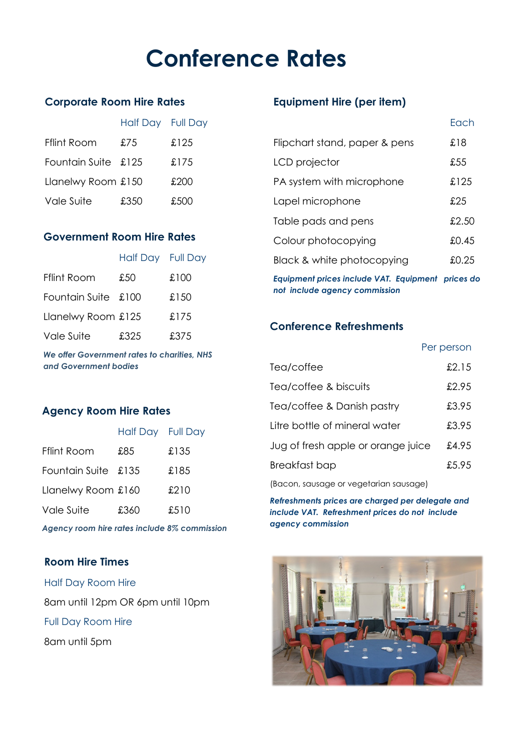# Conference Rates

## Corporate Room Hire Rates

| | Half Day | Full Day |
|---|---|---|
| Fflint Room | £75 | £125 |
| Fountain Suite | £125 | £175 |
| Llanelwy Room | £150 | £200 |
| Vale Suite | £350 | £500 |

## Government Room Hire Rates

| | Half Day | Full Day |
|---|---|---|
| Fflint Room | £50 | £100 |
| Fountain Suite | £100 | £150 |
| Llanelwy Room | £125 | £175 |
| Vale Suite | £325 | £375 |

***We offer Government rates to charities, NHS and Government bodies***

## Agency Room Hire Rates

| | Half Day | Full Day |
|---|---|---|
| Fflint Room | £85 | £135 |
| Fountain Suite | £135 | £185 |
| Llanelwy Room | £160 | £210 |
| Vale Suite | £360 | £510 |

***Agency room hire rates include 8% commission***

## Room Hire Times

Half Day Room Hire

8am until 12pm OR 6pm until 10pm

Full Day Room Hire

8am until 5pm

## Equipment Hire (per item)

| | Each |
|---|---|
| Flipchart stand, paper & pens | £18 |
| LCD projector | £55 |
| PA system with microphone | £125 |
| Lapel microphone | £25 |
| Table pads and pens | £2.50 |
| Colour photocopying | £0.45 |
| Black & white photocopying | £0.25 |

***Equipment prices include VAT. Equipment prices do not include agency commission***

## Conference Refreshments

| | Per person |
|---|---|
| Tea/coffee | £2.15 |
| Tea/coffee & biscuits | £2.95 |
| Tea/coffee & Danish pastry | £3.95 |
| Litre bottle of mineral water | £3.95 |
| Jug of fresh apple or orange juice | £4.95 |
| Breakfast bap | £5.95 |

(Bacon, sausage or vegetarian sausage)

***Refreshments prices are charged per delegate and include VAT. Refreshment prices do not include agency commission***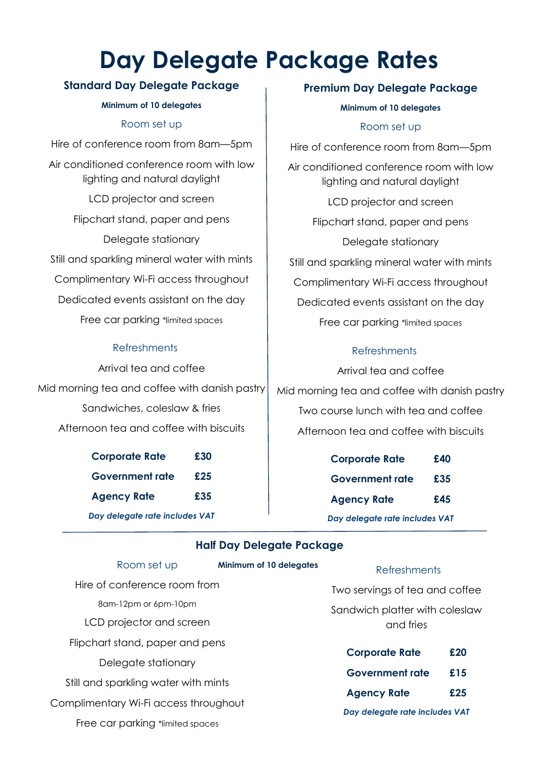# Day Delegate Package Rates

## Standard Day Delegate Package

**Minimum of 10 delegates**

### Room set up

Hire of conference room from 8am—5pm

Air conditioned conference room with low lighting and natural daylight

LCD projector and screen

Flipchart stand, paper and pens

Delegate stationary

Still and sparkling mineral water with mints

Complimentary Wi-Fi access throughout

Dedicated events assistant on the day

Free car parking *limited spaces

### Refreshments

Arrival tea and coffee

Mid morning tea and coffee with danish pastry

Sandwiches, coleslaw & fries

Afternoon tea and coffee with biscuits

| | |
|---|---|
| **Corporate Rate** | **£30** |
| **Government rate** | **£25** |
| **Agency Rate** | **£35** |

***Day delegate rate includes VAT***

## Premium Day Delegate Package

**Minimum of 10 delegates**

### Room set up

Hire of conference room from 8am—5pm

Air conditioned conference room with low lighting and natural daylight

LCD projector and screen

Flipchart stand, paper and pens

Delegate stationary

Still and sparkling mineral water with mints

Complimentary Wi-Fi access throughout

Dedicated events assistant on the day

Free car parking *limited spaces

### Refreshments

Arrival tea and coffee

Mid morning tea and coffee with danish pastry

Two course lunch with tea and coffee

Afternoon tea and coffee with biscuits

| | |
|---|---|
| **Corporate Rate** | **£40** |
| **Government rate** | **£35** |
| **Agency Rate** | **£45** |

***Day delegate rate includes VAT***

## Half Day Delegate Package

**Minimum of 10 delegates**

### Room set up

Hire of conference room from

8am-12pm or 6pm-10pm

LCD projector and screen

Flipchart stand, paper and pens

Delegate stationary

Still and sparkling water with mints

Complimentary Wi-Fi access throughout

Free car parking *limited spaces

### Refreshments

Two servings of tea and coffee

Sandwich platter with coleslaw and fries

| | |
|---|---|
| **Corporate Rate** | **£20** |
| **Government rate** | **£15** |
| **Agency Rate** | **£25** |

***Day delegate rate includes VAT***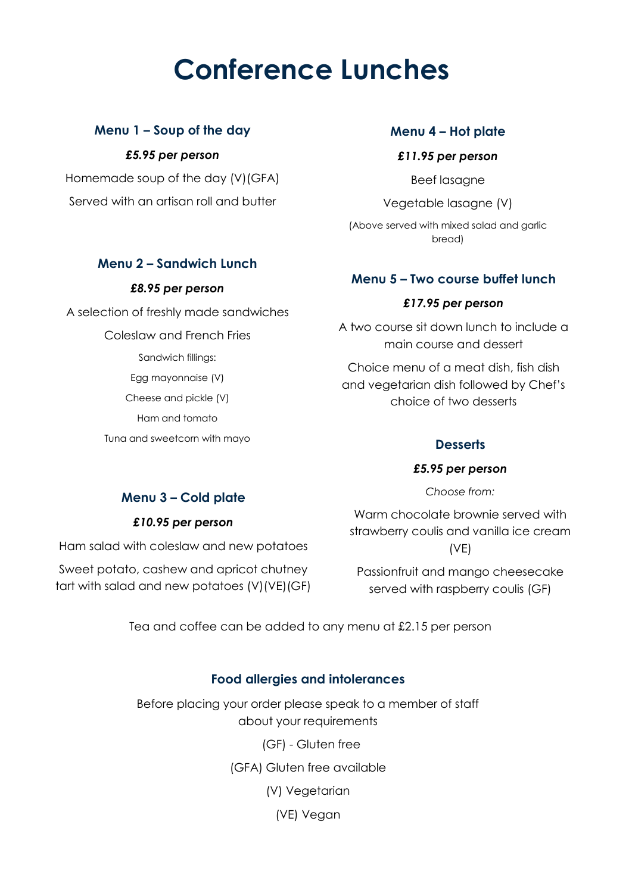# Conference Lunches

### Menu 1 – Soup of the day

***£5.95 per person***

Homemade soup of the day (V)(GFA)

Served with an artisan roll and butter

### Menu 2 – Sandwich Lunch

***£8.95 per person***

A selection of freshly made sandwiches

Coleslaw and French Fries

Sandwich fillings:

Egg mayonnaise (V)

Cheese and pickle (V)

Ham and tomato

Tuna and sweetcorn with mayo

### Menu 3 – Cold plate

***£10.95 per person***

Ham salad with coleslaw and new potatoes

Sweet potato, cashew and apricot chutney tart with salad and new potatoes (V)(VE)(GF)

### Menu 4 – Hot plate

***£11.95 per person***

Beef lasagne

Vegetable lasagne (V)

(Above served with mixed salad and garlic bread)

### Menu 5 – Two course buffet lunch

***£17.95 per person***

A two course sit down lunch to include a main course and dessert

Choice menu of a meat dish, fish dish and vegetarian dish followed by Chef's choice of two desserts

### Desserts

***£5.95 per person***

*Choose from:*

Warm chocolate brownie served with strawberry coulis and vanilla ice cream (VE)

Passionfruit and mango cheesecake served with raspberry coulis (GF)

Tea and coffee can be added to any menu at £2.15 per person

### Food allergies and intolerances

Before placing your order please speak to a member of staff about your requirements

(GF) - Gluten free

(GFA) Gluten free available

(V) Vegetarian

(VE) Vegan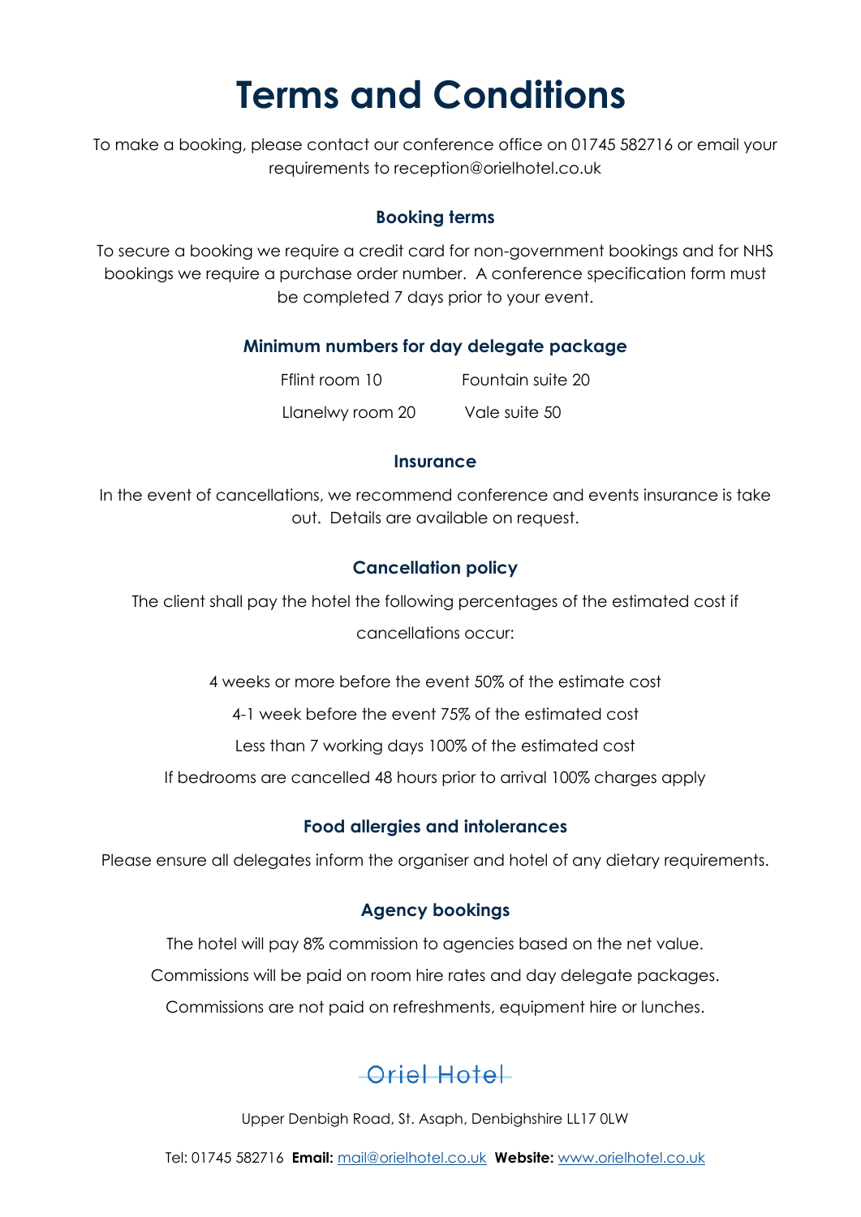# Terms and Conditions

To make a booking, please contact our conference office on 01745 582716 or email your requirements to reception@orielhotel.co.uk

### Booking terms

To secure a booking we require a credit card for non-government bookings and for NHS bookings we require a purchase order number. A conference specification form must be completed 7 days prior to your event.

### Minimum numbers for day delegate package

| | |
|---|---|
| Fflint room 10 | Fountain suite 20 |
| Llanelwy room 20 | Vale suite 50 |

### Insurance

In the event of cancellations, we recommend conference and events insurance is take out. Details are available on request.

### Cancellation policy

The client shall pay the hotel the following percentages of the estimated cost if cancellations occur:

4 weeks or more before the event 50% of the estimate cost

4-1 week before the event 75% of the estimated cost

Less than 7 working days 100% of the estimated cost

If bedrooms are cancelled 48 hours prior to arrival 100% charges apply

### Food allergies and intolerances

Please ensure all delegates inform the organiser and hotel of any dietary requirements.

### Agency bookings

The hotel will pay 8% commission to agencies based on the net value.

Commissions will be paid on room hire rates and day delegate packages.

Commissions are not paid on refreshments, equipment hire or lunches.

Oriel Hotel

Upper Denbigh Road, St. Asaph, Denbighshire LL17 0LW

Tel: 01745 582716 **Email:** mail@orielhotel.co.uk **Website:** www.orielhotel.co.uk